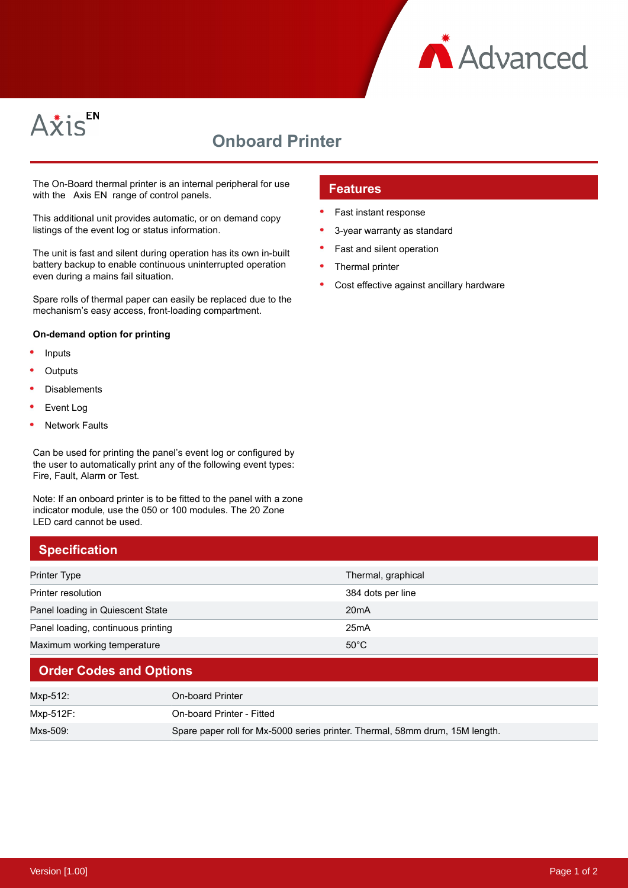Advanced

Axis EN

# Onboard Printer

The On-Board thermal printer is an internal peripheral for use with the Axis EN range of control panels.

This additional unit provides automatic, or on demand copy listings of the event log or status information.

The unit is fast and silent during operation has its own in-built battery backup to enable continuous uninterrupted operation even during a mains fail situation.

Spare rolls of thermal paper can easily be replaced due to the mechanism's easy access, front-loading compartment.

**On-demand option for printing**

- Inputs
- Outputs
- Disablements
- Event Log
- Network Faults

Can be used for printing the panel's event log or configured by the user to automatically print any of the following event types: Fire, Fault, Alarm or Test.

Note: If an onboard printer is to be fitted to the panel with a zone indicator module, use the 050 or 100 modules. The 20 Zone LED card cannot be used.

## Features

- Fast instant response
- 3-year warranty as standard
- Fast and silent operation
- Thermal printer
- Cost effective against ancillary hardware

## Specification

| | |
|---|---|
| Printer Type | Thermal, graphical |
| Printer resolution | 384 dots per line |
| Panel loading in Quiescent State | 20mA |
| Panel loading, continuous printing | 25mA |
| Maximum working temperature | 50°C |

## Order Codes and Options

| | |
|---|---|
| Mxp-512: | On-board Printer |
| Mxp-512F: | On-board Printer - Fitted |
| Mxs-509: | Spare paper roll for Mx-5000 series printer. Thermal, 58mm drum, 15M length. |

Version [1.00]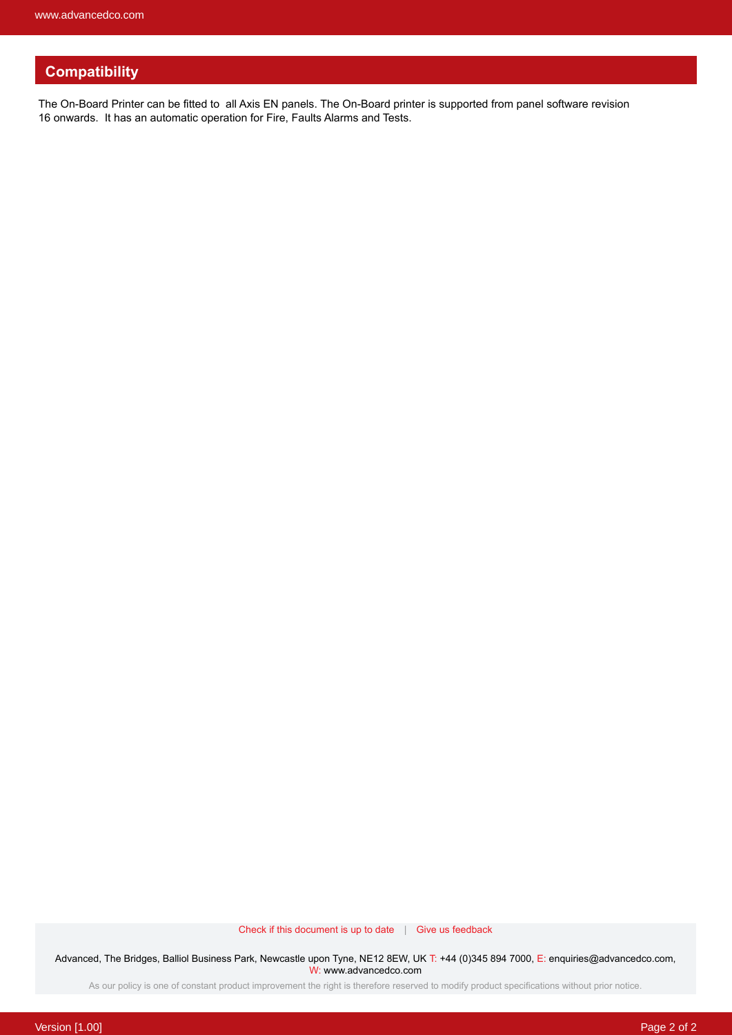## Compatibility

The On-Board Printer can be fitted to  all Axis EN panels. The On-Board printer is supported from panel software revision 16 onwards.  It has an automatic operation for Fire, Faults Alarms and Tests.

Check if this document is up to date | Give us feedback

Advanced, The Bridges, Balliol Business Park, Newcastle upon Tyne, NE12 8EW, UK T: +44 (0)345 894 7000, E: enquiries@advancedco.com, W: www.advancedco.com

As our policy is one of constant product improvement the right is therefore reserved to modify product specifications without prior notice.

Version [1.00]